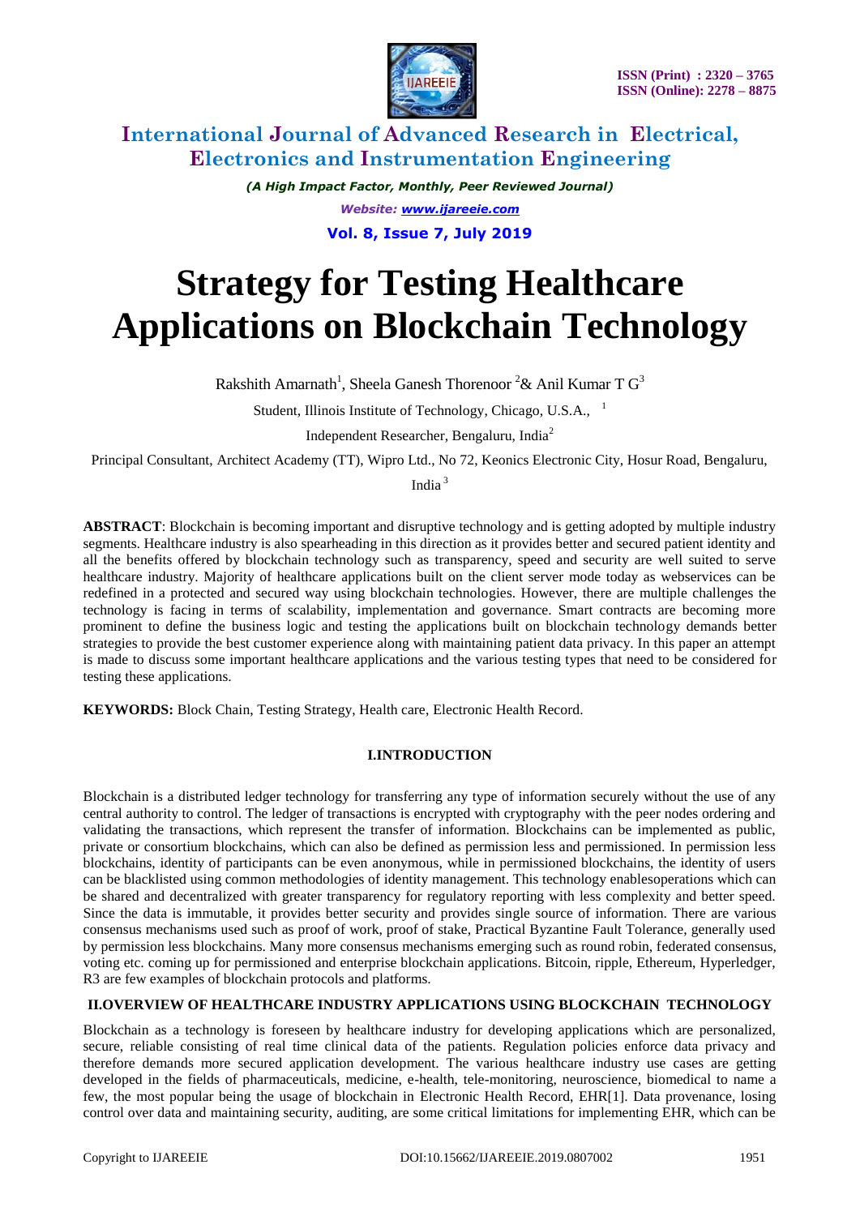# Strategy for Testing Healthcare Applications on Blockchain Technology

Rakshith Amarnath[1], Sheela Ganesh Thorenoor [2]& Anil Kumar T G[3]

Student, Illinois Institute of Technology, Chicago, U.S.A., [1]

Independent Researcher, Bengaluru, India[2]

Principal Consultant, Architect Academy (TT), Wipro Ltd., No 72, Keonics Electronic City, Hosur Road, Bengaluru, India [3]

**ABSTRACT**: Blockchain is becoming important and disruptive technology and is getting adopted by multiple industry segments. Healthcare industry is also spearheading in this direction as it provides better and secured patient identity and all the benefits offered by blockchain technology such as transparency, speed and security are well suited to serve healthcare industry. Majority of healthcare applications built on the client server mode today as webservices can be redefined in a protected and secured way using blockchain technologies. However, there are multiple challenges the technology is facing in terms of scalability, implementation and governance. Smart contracts are becoming more prominent to define the business logic and testing the applications built on blockchain technology demands better strategies to provide the best customer experience along with maintaining patient data privacy. In this paper an attempt is made to discuss some important healthcare applications and the various testing types that need to be considered for testing these applications.

**KEYWORDS:** Block Chain, Testing Strategy, Health care, Electronic Health Record.

## I.INTRODUCTION

Blockchain is a distributed ledger technology for transferring any type of information securely without the use of any central authority to control. The ledger of transactions is encrypted with cryptography with the peer nodes ordering and validating the transactions, which represent the transfer of information. Blockchains can be implemented as public, private or consortium blockchains, which can also be defined as permission less and permissioned. In permission less blockchains, identity of participants can be even anonymous, while in permissioned blockchains, the identity of users can be blacklisted using common methodologies of identity management. This technology enablesoperations which can be shared and decentralized with greater transparency for regulatory reporting with less complexity and better speed. Since the data is immutable, it provides better security and provides single source of information. There are various consensus mechanisms used such as proof of work, proof of stake, Practical Byzantine Fault Tolerance, generally used by permission less blockchains. Many more consensus mechanisms emerging such as round robin, federated consensus, voting etc. coming up for permissioned and enterprise blockchain applications. Bitcoin, ripple, Ethereum, Hyperledger, R3 are few examples of blockchain protocols and platforms.

## II.OVERVIEW OF HEALTHCARE INDUSTRY APPLICATIONS USING BLOCKCHAIN TECHNOLOGY

Blockchain as a technology is foreseen by healthcare industry for developing applications which are personalized, secure, reliable consisting of real time clinical data of the patients. Regulation policies enforce data privacy and therefore demands more secured application development. The various healthcare industry use cases are getting developed in the fields of pharmaceuticals, medicine, e-health, tele-monitoring, neuroscience, biomedical to name a few, the most popular being the usage of blockchain in Electronic Health Record, EHR[1]. Data provenance, losing control over data and maintaining security, auditing, are some critical limitations for implementing EHR, which can be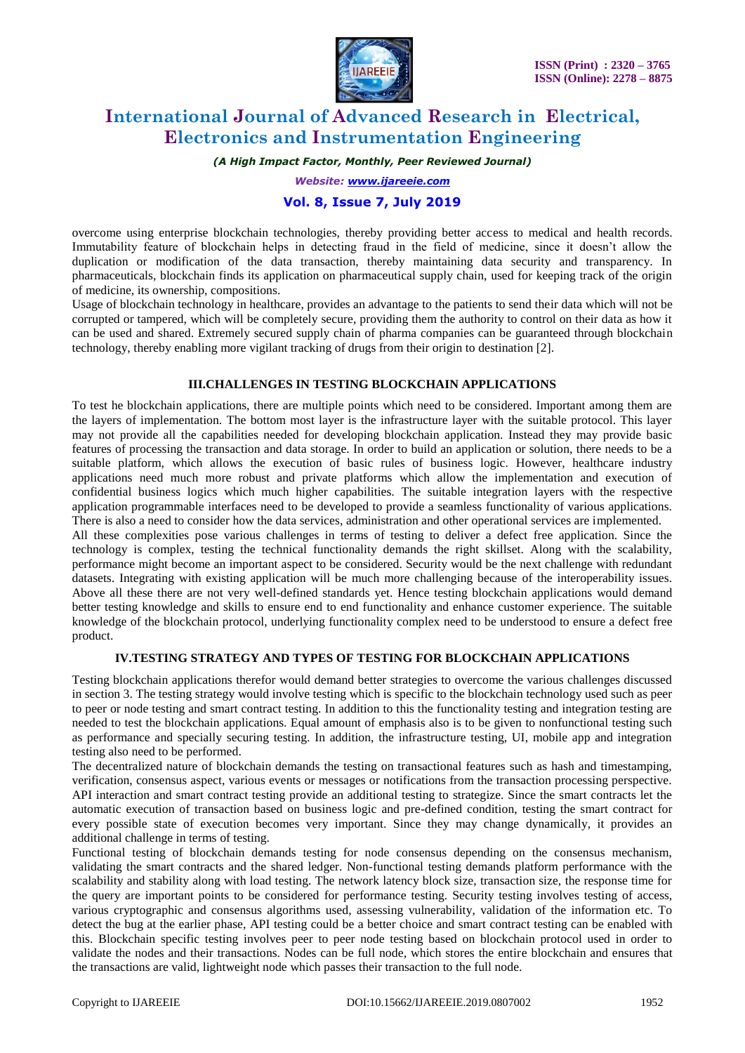overcome using enterprise blockchain technologies, thereby providing better access to medical and health records. Immutability feature of blockchain helps in detecting fraud in the field of medicine, since it doesn't allow the duplication or modification of the data transaction, thereby maintaining data security and transparency. In pharmaceuticals, blockchain finds its application on pharmaceutical supply chain, used for keeping track of the origin of medicine, its ownership, compositions.

Usage of blockchain technology in healthcare, provides an advantage to the patients to send their data which will not be corrupted or tampered, which will be completely secure, providing them the authority to control on their data as how it can be used and shared. Extremely secured supply chain of pharma companies can be guaranteed through blockchain technology, thereby enabling more vigilant tracking of drugs from their origin to destination [2].

## III.CHALLENGES IN TESTING BLOCKCHAIN APPLICATIONS

To test he blockchain applications, there are multiple points which need to be considered. Important among them are the layers of implementation. The bottom most layer is the infrastructure layer with the suitable protocol. This layer may not provide all the capabilities needed for developing blockchain application. Instead they may provide basic features of processing the transaction and data storage. In order to build an application or solution, there needs to be a suitable platform, which allows the execution of basic rules of business logic. However, healthcare industry applications need much more robust and private platforms which allow the implementation and execution of confidential business logics which much higher capabilities. The suitable integration layers with the respective application programmable interfaces need to be developed to provide a seamless functionality of various applications. There is also a need to consider how the data services, administration and other operational services are implemented.

All these complexities pose various challenges in terms of testing to deliver a defect free application. Since the technology is complex, testing the technical functionality demands the right skillset. Along with the scalability, performance might become an important aspect to be considered. Security would be the next challenge with redundant datasets. Integrating with existing application will be much more challenging because of the interoperability issues. Above all these there are not very well-defined standards yet. Hence testing blockchain applications would demand better testing knowledge and skills to ensure end to end functionality and enhance customer experience. The suitable knowledge of the blockchain protocol, underlying functionality complex need to be understood to ensure a defect free product.

## IV.TESTING STRATEGY AND TYPES OF TESTING FOR BLOCKCHAIN APPLICATIONS

Testing blockchain applications therefor would demand better strategies to overcome the various challenges discussed in section 3. The testing strategy would involve testing which is specific to the blockchain technology used such as peer to peer or node testing and smart contract testing. In addition to this the functionality testing and integration testing are needed to test the blockchain applications. Equal amount of emphasis also is to be given to nonfunctional testing such as performance and specially securing testing. In addition, the infrastructure testing, UI, mobile app and integration testing also need to be performed.

The decentralized nature of blockchain demands the testing on transactional features such as hash and timestamping, verification, consensus aspect, various events or messages or notifications from the transaction processing perspective. API interaction and smart contract testing provide an additional testing to strategize. Since the smart contracts let the automatic execution of transaction based on business logic and pre-defined condition, testing the smart contract for every possible state of execution becomes very important. Since they may change dynamically, it provides an additional challenge in terms of testing.

Functional testing of blockchain demands testing for node consensus depending on the consensus mechanism, validating the smart contracts and the shared ledger. Non-functional testing demands platform performance with the scalability and stability along with load testing. The network latency block size, transaction size, the response time for the query are important points to be considered for performance testing. Security testing involves testing of access, various cryptographic and consensus algorithms used, assessing vulnerability, validation of the information etc. To detect the bug at the earlier phase, API testing could be a better choice and smart contract testing can be enabled with this. Blockchain specific testing involves peer to peer node testing based on blockchain protocol used in order to validate the nodes and their transactions. Nodes can be full node, which stores the entire blockchain and ensures that the transactions are valid, lightweight node which passes their transaction to the full node.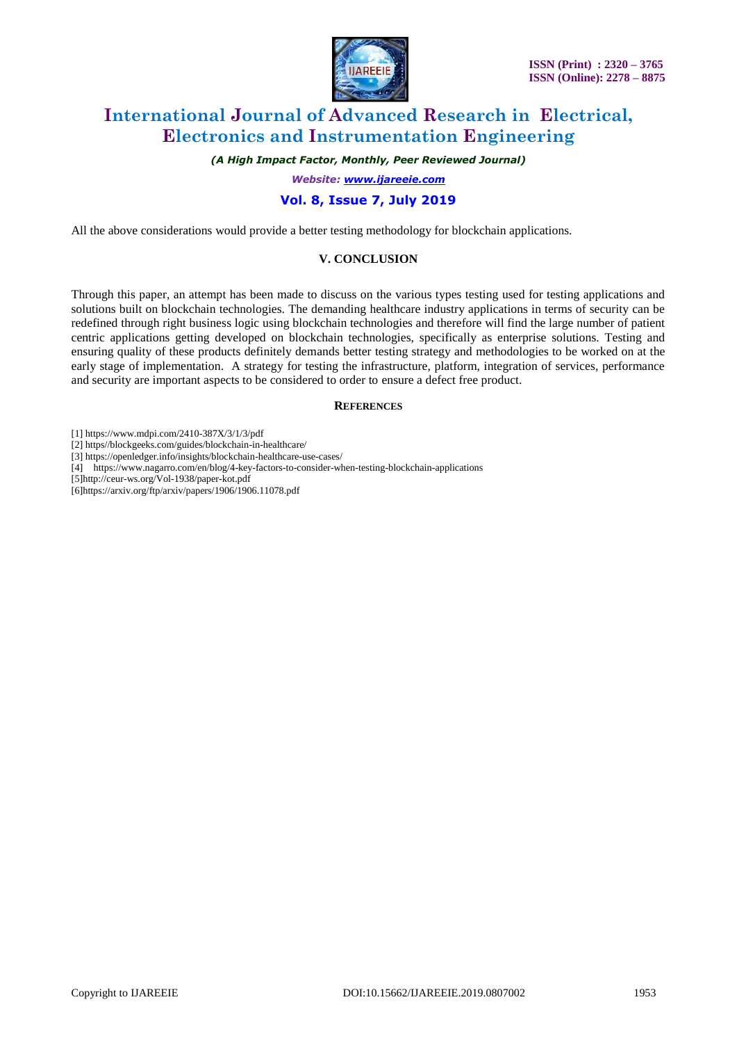All the above considerations would provide a better testing methodology for blockchain applications.

## V. CONCLUSION

Through this paper, an attempt has been made to discuss on the various types testing used for testing applications and solutions built on blockchain technologies. The demanding healthcare industry applications in terms of security can be redefined through right business logic using blockchain technologies and therefore will find the large number of patient centric applications getting developed on blockchain technologies, specifically as enterprise solutions. Testing and ensuring quality of these products definitely demands better testing strategy and methodologies to be worked on at the early stage of implementation. A strategy for testing the infrastructure, platform, integration of services, performance and security are important aspects to be considered to order to ensure a defect free product.

## REFERENCES

[1] https://www.mdpi.com/2410-387X/3/1/3/pdf

[2] https//blockgeeks.com/guides/blockchain-in-healthcare/

[3] https://openledger.info/insights/blockchain-healthcare-use-cases/

[4] https://www.nagarro.com/en/blog/4-key-factors-to-consider-when-testing-blockchain-applications

[5]http://ceur-ws.org/Vol-1938/paper-kot.pdf

[6]https://arxiv.org/ftp/arxiv/papers/1906/1906.11078.pdf